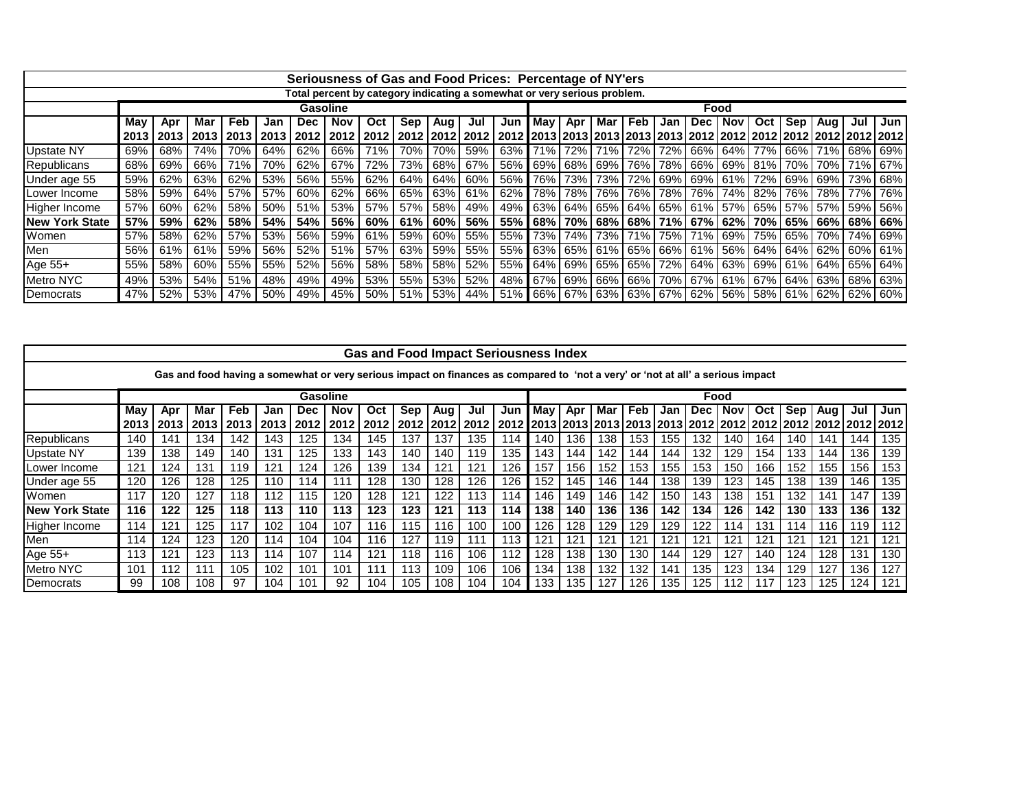| Seriousness of Gas and Food Prices: Percentage of NY'ers | | | | | | | | | | | | | | | | | | | | | | | | |
|---|---|---|---|---|---|---|---|---|---|---|---|---|---|---|---|---|---|---|---|---|---|---|---|---|
| Total percent by category indicating a somewhat or very serious problem. | | | | | | | | | | | | | | | | | | | | | | | | |
| | Gasoline | | | | | | | | | | | | Food | | | | | | | | | | | |
| | May 2013 | Apr 2013 | Mar 2013 | Feb 2013 | Jan 2013 | Dec 2012 | Nov 2012 | Oct 2012 | Sep 2012 | Aug 2012 | Jul 2012 | Jun 2012 | May 2013 | Apr 2013 | Mar 2013 | Feb 2013 | Jan 2013 | Dec 2012 | Nov 2012 | Oct 2012 | Sep 2012 | Aug 2012 | Jul 2012 | Jun 2012 |
| Upstate NY | 69% | 68% | 74% | 70% | 64% | 62% | 66% | 71% | 70% | 70% | 59% | 63% | 71% | 72% | 71% | 72% | 72% | 66% | 64% | 77% | 66% | 71% | 68% | 69% |
| Republicans | 68% | 69% | 66% | 71% | 70% | 62% | 67% | 72% | 73% | 68% | 67% | 56% | 69% | 68% | 69% | 76% | 78% | 66% | 69% | 81% | 70% | 70% | 71% | 67% |
| Under age 55 | 59% | 62% | 63% | 62% | 53% | 56% | 55% | 62% | 64% | 64% | 60% | 56% | 76% | 73% | 73% | 72% | 69% | 69% | 61% | 72% | 69% | 69% | 73% | 68% |
| Lower Income | 58% | 59% | 64% | 57% | 57% | 60% | 62% | 66% | 65% | 63% | 61% | 62% | 78% | 78% | 76% | 76% | 78% | 76% | 74% | 82% | 76% | 78% | 77% | 76% |
| Higher Income | 57% | 60% | 62% | 58% | 50% | 51% | 53% | 57% | 57% | 58% | 49% | 49% | 63% | 64% | 65% | 64% | 65% | 61% | 57% | 65% | 57% | 57% | 59% | 56% |
| **New York State** | **57%** | **59%** | **62%** | **58%** | **54%** | **54%** | **56%** | **60%** | **61%** | **60%** | **56%** | **55%** | **68%** | **70%** | **68%** | **68%** | **71%** | **67%** | **62%** | **70%** | **65%** | **66%** | **68%** | **66%** |
| Women | 57% | 58% | 62% | 57% | 53% | 56% | 59% | 61% | 59% | 60% | 55% | 55% | 73% | 74% | 73% | 71% | 75% | 71% | 69% | 75% | 65% | 70% | 74% | 69% |
| Men | 56% | 61% | 61% | 59% | 56% | 52% | 51% | 57% | 63% | 59% | 55% | 55% | 63% | 65% | 61% | 65% | 66% | 61% | 56% | 64% | 64% | 62% | 60% | 61% |
| Age 55+ | 55% | 58% | 60% | 55% | 55% | 52% | 56% | 58% | 58% | 58% | 52% | 55% | 64% | 69% | 65% | 65% | 72% | 64% | 63% | 69% | 61% | 64% | 65% | 64% |
| Metro NYC | 49% | 53% | 54% | 51% | 48% | 49% | 49% | 53% | 55% | 53% | 52% | 48% | 67% | 69% | 66% | 66% | 70% | 67% | 61% | 67% | 64% | 63% | 68% | 63% |
| Democrats | 47% | 52% | 53% | 47% | 50% | 49% | 45% | 50% | 51% | 53% | 44% | 51% | 66% | 67% | 63% | 63% | 67% | 62% | 56% | 58% | 61% | 62% | 62% | 60% |

| Gas and Food Impact Seriousness Index | | | | | | | | | | | | | | | | | | | | | | | | |
|---|---|---|---|---|---|---|---|---|---|---|---|---|---|---|---|---|---|---|---|---|---|---|---|---|
| Gas and food having a somewhat or very serious impact on finances as compared to 'not a very' or 'not at all' a serious impact | | | | | | | | | | | | | | | | | | | | | | | | |
| | Gasoline | | | | | | | | | | | | Food | | | | | | | | | | | |
| | May 2013 | Apr 2013 | Mar 2013 | Feb 2013 | Jan 2013 | Dec 2012 | Nov 2012 | Oct 2012 | Sep 2012 | Aug 2012 | Jul 2012 | Jun 2012 | May 2013 | Apr 2013 | Mar 2013 | Feb 2013 | Jan 2013 | Dec 2012 | Nov 2012 | Oct 2012 | Sep 2012 | Aug 2012 | Jul 2012 | Jun 2012 |
| Republicans | 140 | 141 | 134 | 142 | 143 | 125 | 134 | 145 | 137 | 137 | 135 | 114 | 140 | 136 | 138 | 153 | 155 | 132 | 140 | 164 | 140 | 141 | 144 | 135 |
| Upstate NY | 139 | 138 | 149 | 140 | 131 | 125 | 133 | 143 | 140 | 140 | 119 | 135 | 143 | 144 | 142 | 144 | 144 | 132 | 129 | 154 | 133 | 144 | 136 | 139 |
| Lower Income | 121 | 124 | 131 | 119 | 121 | 124 | 126 | 139 | 134 | 121 | 121 | 126 | 157 | 156 | 152 | 153 | 155 | 153 | 150 | 166 | 152 | 155 | 156 | 153 |
| Under age 55 | 120 | 126 | 128 | 125 | 110 | 114 | 111 | 128 | 130 | 128 | 126 | 126 | 152 | 145 | 146 | 144 | 138 | 139 | 123 | 145 | 138 | 139 | 146 | 135 |
| Women | 117 | 120 | 127 | 118 | 112 | 115 | 120 | 128 | 121 | 122 | 113 | 114 | 146 | 149 | 146 | 142 | 150 | 143 | 138 | 151 | 132 | 141 | 147 | 139 |
| **New York State** | **116** | **122** | **125** | **118** | **113** | **110** | **113** | **123** | **123** | **121** | **113** | **114** | **138** | **140** | **136** | **136** | **142** | **134** | **126** | **142** | **130** | **133** | **136** | **132** |
| Higher Income | 114 | 121 | 125 | 117 | 102 | 104 | 107 | 116 | 115 | 116 | 100 | 100 | 126 | 128 | 129 | 129 | 129 | 122 | 114 | 131 | 114 | 116 | 119 | 112 |
| Men | 114 | 124 | 123 | 120 | 114 | 104 | 104 | 116 | 127 | 119 | 111 | 113 | 121 | 121 | 121 | 121 | 121 | 121 | 121 | 121 | 121 | 121 | 121 | 121 |
| Age 55+ | 113 | 121 | 123 | 113 | 114 | 107 | 114 | 121 | 118 | 116 | 106 | 112 | 128 | 138 | 130 | 130 | 144 | 129 | 127 | 140 | 124 | 128 | 131 | 130 |
| Metro NYC | 101 | 112 | 111 | 105 | 102 | 101 | 101 | 111 | 113 | 109 | 106 | 106 | 134 | 138 | 132 | 132 | 141 | 135 | 123 | 134 | 129 | 127 | 136 | 127 |
| Democrats | 99 | 108 | 108 | 97 | 104 | 101 | 92 | 104 | 105 | 108 | 104 | 104 | 133 | 135 | 127 | 126 | 135 | 125 | 112 | 117 | 123 | 125 | 124 | 121 |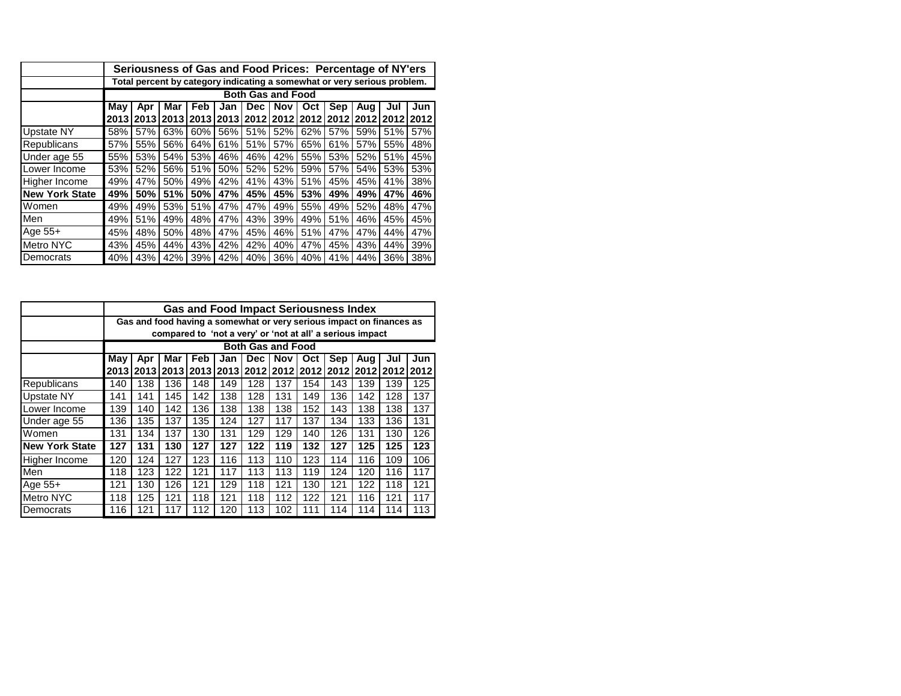| | Seriousness of Gas and Food Prices: Percentage of NY'ers | | | | | | | | | | | |
|---|---|---|---|---|---|---|---|---|---|---|---|---|
| | Total percent by category indicating a somewhat or very serious problem. | | | | | | | | | | | |
| | Both Gas and Food | | | | | | | | | | | |
| | May 2013 | Apr 2013 | Mar 2013 | Feb 2013 | Jan 2013 | Dec 2012 | Nov 2012 | Oct 2012 | Sep 2012 | Aug 2012 | Jul 2012 | Jun 2012 |
| Upstate NY | 58% | 57% | 63% | 60% | 56% | 51% | 52% | 62% | 57% | 59% | 51% | 57% |
| Republicans | 57% | 55% | 56% | 64% | 61% | 51% | 57% | 65% | 61% | 57% | 55% | 48% |
| Under age 55 | 55% | 53% | 54% | 53% | 46% | 46% | 42% | 55% | 53% | 52% | 51% | 45% |
| Lower Income | 53% | 52% | 56% | 51% | 50% | 52% | 52% | 59% | 57% | 54% | 53% | 53% |
| Higher Income | 49% | 47% | 50% | 49% | 42% | 41% | 43% | 51% | 45% | 45% | 41% | 38% |
| **New York State** | **49%** | **50%** | **51%** | **50%** | **47%** | **45%** | **45%** | **53%** | **49%** | **49%** | **47%** | **46%** |
| Women | 49% | 49% | 53% | 51% | 47% | 47% | 49% | 55% | 49% | 52% | 48% | 47% |
| Men | 49% | 51% | 49% | 48% | 47% | 43% | 39% | 49% | 51% | 46% | 45% | 45% |
| Age 55+ | 45% | 48% | 50% | 48% | 47% | 45% | 46% | 51% | 47% | 47% | 44% | 47% |
| Metro NYC | 43% | 45% | 44% | 43% | 42% | 42% | 40% | 47% | 45% | 43% | 44% | 39% |
| Democrats | 40% | 43% | 42% | 39% | 42% | 40% | 36% | 40% | 41% | 44% | 36% | 38% |

| | Gas and Food Impact Seriousness Index | | | | | | | | | | | |
|---|---|---|---|---|---|---|---|---|---|---|---|---|
| | Gas and food having a somewhat or very serious impact on finances as compared to 'not a very' or 'not at all' a serious impact | | | | | | | | | | | |
| | Both Gas and Food | | | | | | | | | | | |
| | May 2013 | Apr 2013 | Mar 2013 | Feb 2013 | Jan 2013 | Dec 2012 | Nov 2012 | Oct 2012 | Sep 2012 | Aug 2012 | Jul 2012 | Jun 2012 |
| Republicans | 140 | 138 | 136 | 148 | 149 | 128 | 137 | 154 | 143 | 139 | 139 | 125 |
| Upstate NY | 141 | 141 | 145 | 142 | 138 | 128 | 131 | 149 | 136 | 142 | 128 | 137 |
| Lower Income | 139 | 140 | 142 | 136 | 138 | 138 | 138 | 152 | 143 | 138 | 138 | 137 |
| Under age 55 | 136 | 135 | 137 | 135 | 124 | 127 | 117 | 137 | 134 | 133 | 136 | 131 |
| Women | 131 | 134 | 137 | 130 | 131 | 129 | 129 | 140 | 126 | 131 | 130 | 126 |
| **New York State** | **127** | **131** | **130** | **127** | **127** | **122** | **119** | **132** | **127** | **125** | **125** | **123** |
| Higher Income | 120 | 124 | 127 | 123 | 116 | 113 | 110 | 123 | 114 | 116 | 109 | 106 |
| Men | 118 | 123 | 122 | 121 | 117 | 113 | 113 | 119 | 124 | 120 | 116 | 117 |
| Age 55+ | 121 | 130 | 126 | 121 | 129 | 118 | 121 | 130 | 121 | 122 | 118 | 121 |
| Metro NYC | 118 | 125 | 121 | 118 | 121 | 118 | 112 | 122 | 121 | 116 | 121 | 117 |
| Democrats | 116 | 121 | 117 | 112 | 120 | 113 | 102 | 111 | 114 | 114 | 114 | 113 |